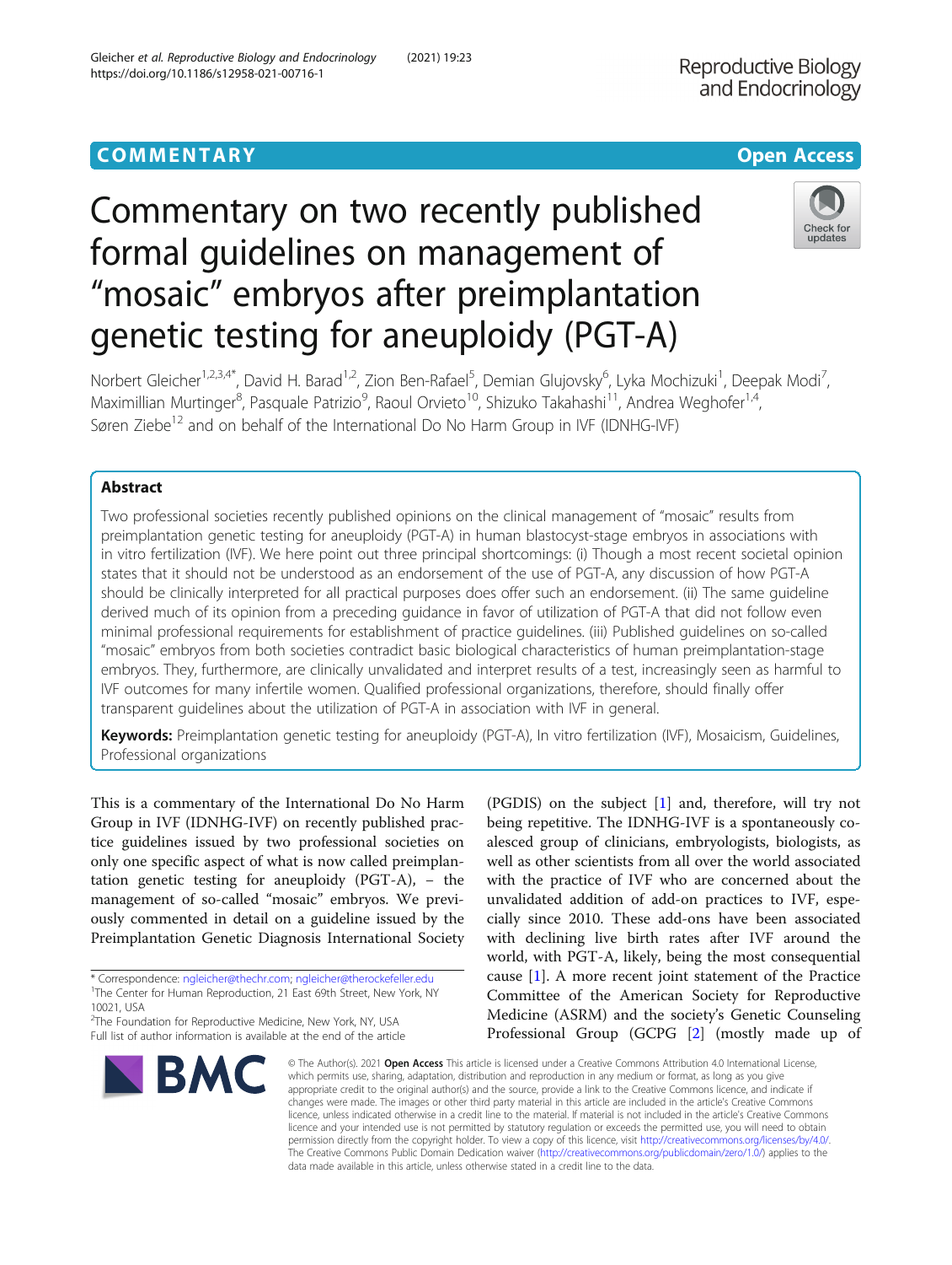COMMENTARY

Open Access

# Commentary on two recently published formal guidelines on management of "mosaic" embryos after preimplantation genetic testing for aneuploidy (PGT-A)

Norbert Gleicher[1,2,3,4*], David H. Barad[1,2], Zion Ben-Rafael[5], Demian Glujovsky[6], Lyka Mochizuki[1], Deepak Modi[7], Maximillian Murtinger[8], Pasquale Patrizio[9], Raoul Orvieto[10], Shizuko Takahashi[11], Andrea Weghofer[1,4], Søren Ziebe[12] and on behalf of the International Do No Harm Group in IVF (IDNHG-IVF)

## Abstract

Two professional societies recently published opinions on the clinical management of "mosaic" results from preimplantation genetic testing for aneuploidy (PGT-A) in human blastocyst-stage embryos in associations with in vitro fertilization (IVF). We here point out three principal shortcomings: (i) Though a most recent societal opinion states that it should not be understood as an endorsement of the use of PGT-A, any discussion of how PGT-A should be clinically interpreted for all practical purposes does offer such an endorsement. (ii) The same guideline derived much of its opinion from a preceding guidance in favor of utilization of PGT-A that did not follow even minimal professional requirements for establishment of practice guidelines. (iii) Published guidelines on so-called "mosaic" embryos from both societies contradict basic biological characteristics of human preimplantation-stage embryos. They, furthermore, are clinically unvalidated and interpret results of a test, increasingly seen as harmful to IVF outcomes for many infertile women. Qualified professional organizations, therefore, should finally offer transparent guidelines about the utilization of PGT-A in association with IVF in general.

**Keywords:** Preimplantation genetic testing for aneuploidy (PGT-A), In vitro fertilization (IVF), Mosaicism, Guidelines, Professional organizations

This is a commentary of the International Do No Harm Group in IVF (IDNHG-IVF) on recently published practice guidelines issued by two professional societies on only one specific aspect of what is now called preimplantation genetic testing for aneuploidy (PGT-A), – the management of so-called "mosaic" embryos. We previously commented in detail on a guideline issued by the Preimplantation Genetic Diagnosis International Society (PGDIS) on the subject [1] and, therefore, will try not being repetitive. The IDNHG-IVF is a spontaneously coalesced group of clinicians, embryologists, biologists, as well as other scientists from all over the world associated with the practice of IVF who are concerned about the unvalidated addition of add-on practices to IVF, especially since 2010. These add-ons have been associated with declining live birth rates after IVF around the world, with PGT-A, likely, being the most consequential cause [1]. A more recent joint statement of the Practice Committee of the American Society for Reproductive Medicine (ASRM) and the society's Genetic Counseling Professional Group (GCPG [2] (mostly made up of

* Correspondence: ngleicher@thechr.com; ngleicher@therockefeller.edu
[1]The Center for Human Reproduction, 21 East 69th Street, New York, NY 10021, USA
[2]The Foundation for Reproductive Medicine, New York, NY, USA
Full list of author information is available at the end of the article

© The Author(s). 2021 **Open Access** This article is licensed under a Creative Commons Attribution 4.0 International License, which permits use, sharing, adaptation, distribution and reproduction in any medium or format, as long as you give appropriate credit to the original author(s) and the source, provide a link to the Creative Commons licence, and indicate if changes were made. The images or other third party material in this article are included in the article's Creative Commons licence, unless indicated otherwise in a credit line to the material. If material is not included in the article's Creative Commons licence and your intended use is not permitted by statutory regulation or exceeds the permitted use, you will need to obtain permission directly from the copyright holder. To view a copy of this licence, visit http://creativecommons.org/licenses/by/4.0/. The Creative Commons Public Domain Dedication waiver (http://creativecommons.org/publicdomain/zero/1.0/) applies to the data made available in this article, unless otherwise stated in a credit line to the data.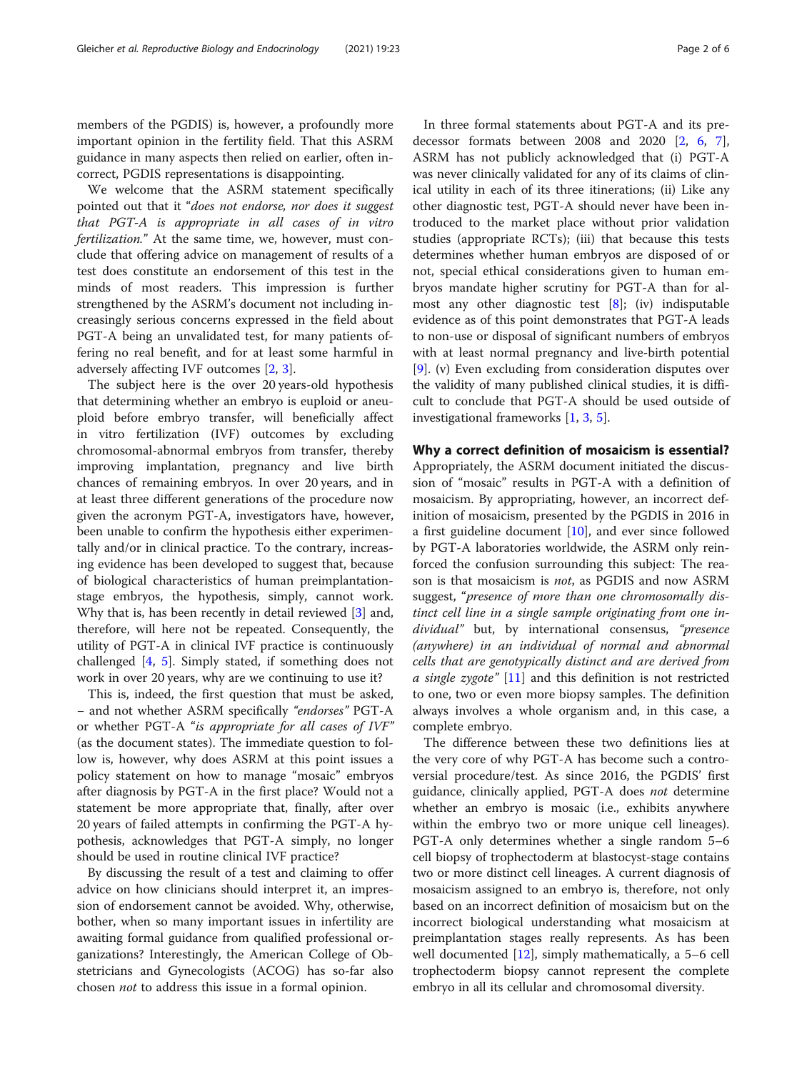members of the PGDIS) is, however, a profoundly more important opinion in the fertility field. That this ASRM guidance in many aspects then relied on earlier, often incorrect, PGDIS representations is disappointing.

We welcome that the ASRM statement specifically pointed out that it "*does not endorse, nor does it suggest that PGT-A is appropriate in all cases of in vitro fertilization.*" At the same time, we, however, must conclude that offering advice on management of results of a test does constitute an endorsement of this test in the minds of most readers. This impression is further strengthened by the ASRM's document not including increasingly serious concerns expressed in the field about PGT-A being an unvalidated test, for many patients offering no real benefit, and for at least some harmful in adversely affecting IVF outcomes [2, 3].

The subject here is the over 20 years-old hypothesis that determining whether an embryo is euploid or aneuploid before embryo transfer, will beneficially affect in vitro fertilization (IVF) outcomes by excluding chromosomal-abnormal embryos from transfer, thereby improving implantation, pregnancy and live birth chances of remaining embryos. In over 20 years, and in at least three different generations of the procedure now given the acronym PGT-A, investigators have, however, been unable to confirm the hypothesis either experimentally and/or in clinical practice. To the contrary, increasing evidence has been developed to suggest that, because of biological characteristics of human preimplantation-stage embryos, the hypothesis, simply, cannot work. Why that is, has been recently in detail reviewed [3] and, therefore, will here not be repeated. Consequently, the utility of PGT-A in clinical IVF practice is continuously challenged [4, 5]. Simply stated, if something does not work in over 20 years, why are we continuing to use it?

This is, indeed, the first question that must be asked, – and not whether ASRM specifically *"endorses"* PGT-A or whether PGT-A "*is appropriate for all cases of IVF"* (as the document states). The immediate question to follow is, however, why does ASRM at this point issues a policy statement on how to manage "mosaic" embryos after diagnosis by PGT-A in the first place? Would not a statement be more appropriate that, finally, after over 20 years of failed attempts in confirming the PGT-A hypothesis, acknowledges that PGT-A simply, no longer should be used in routine clinical IVF practice?

By discussing the result of a test and claiming to offer advice on how clinicians should interpret it, an impression of endorsement cannot be avoided. Why, otherwise, bother, when so many important issues in infertility are awaiting formal guidance from qualified professional organizations? Interestingly, the American College of Obstetricians and Gynecologists (ACOG) has so-far also chosen *not* to address this issue in a formal opinion.

In three formal statements about PGT-A and its predecessor formats between 2008 and 2020 [2, 6, 7], ASRM has not publicly acknowledged that (i) PGT-A was never clinically validated for any of its claims of clinical utility in each of its three itinerations; (ii) Like any other diagnostic test, PGT-A should never have been introduced to the market place without prior validation studies (appropriate RCTs); (iii) that because this tests determines whether human embryos are disposed of or not, special ethical considerations given to human embryos mandate higher scrutiny for PGT-A than for almost any other diagnostic test [8]; (iv) indisputable evidence as of this point demonstrates that PGT-A leads to non-use or disposal of significant numbers of embryos with at least normal pregnancy and live-birth potential [9]. (v) Even excluding from consideration disputes over the validity of many published clinical studies, it is difficult to conclude that PGT-A should be used outside of investigational frameworks [1, 3, 5].

## Why a correct definition of mosaicism is essential?

Appropriately, the ASRM document initiated the discussion of "mosaic" results in PGT-A with a definition of mosaicism. By appropriating, however, an incorrect definition of mosaicism, presented by the PGDIS in 2016 in a first guideline document [10], and ever since followed by PGT-A laboratories worldwide, the ASRM only reinforced the confusion surrounding this subject: The reason is that mosaicism is *not*, as PGDIS and now ASRM suggest, "*presence of more than one chromosomally distinct cell line in a single sample originating from one individual"* but, by international consensus, *"presence (anywhere) in an individual of normal and abnormal cells that are genotypically distinct and are derived from a single zygote"* [11] and this definition is not restricted to one, two or even more biopsy samples. The definition always involves a whole organism and, in this case, a complete embryo.

The difference between these two definitions lies at the very core of why PGT-A has become such a controversial procedure/test. As since 2016, the PGDIS' first guidance, clinically applied, PGT-A does *not* determine whether an embryo is mosaic (i.e., exhibits anywhere within the embryo two or more unique cell lineages). PGT-A only determines whether a single random 5–6 cell biopsy of trophectoderm at blastocyst-stage contains two or more distinct cell lineages. A current diagnosis of mosaicism assigned to an embryo is, therefore, not only based on an incorrect definition of mosaicism but on the incorrect biological understanding what mosaicism at preimplantation stages really represents. As has been well documented [12], simply mathematically, a 5–6 cell trophectoderm biopsy cannot represent the complete embryo in all its cellular and chromosomal diversity.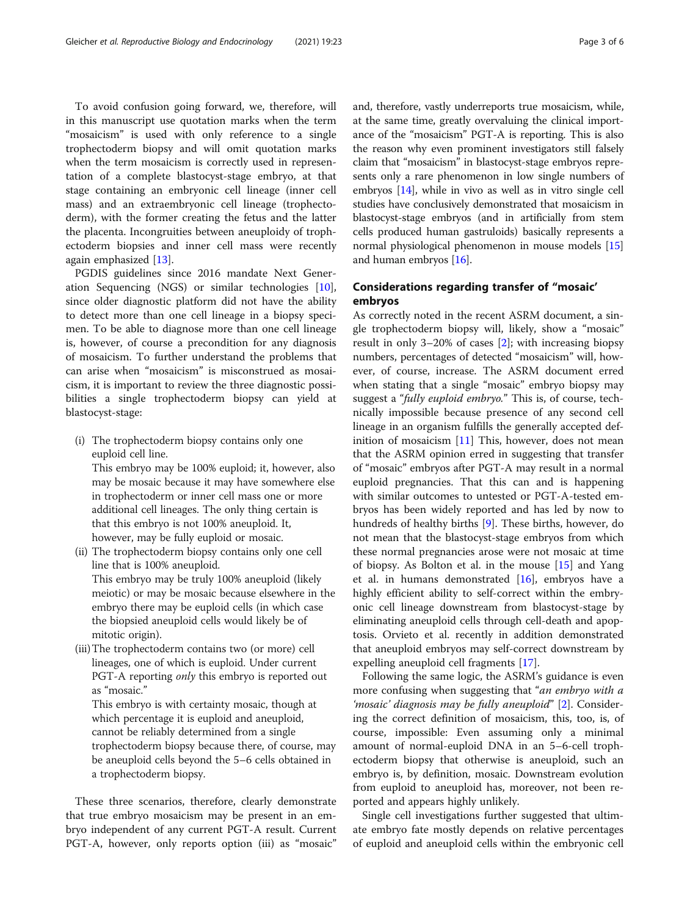To avoid confusion going forward, we, therefore, will in this manuscript use quotation marks when the term "mosaicism" is used with only reference to a single trophectoderm biopsy and will omit quotation marks when the term mosaicism is correctly used in representation of a complete blastocyst-stage embryo, at that stage containing an embryonic cell lineage (inner cell mass) and an extraembryonic cell lineage (trophectoderm), with the former creating the fetus and the latter the placenta. Incongruities between aneuploidy of trophectoderm biopsies and inner cell mass were recently again emphasized [13].

PGDIS guidelines since 2016 mandate Next Generation Sequencing (NGS) or similar technologies [10], since older diagnostic platform did not have the ability to detect more than one cell lineage in a biopsy specimen. To be able to diagnose more than one cell lineage is, however, of course a precondition for any diagnosis of mosaicism. To further understand the problems that can arise when "mosaicism" is misconstrued as mosaicism, it is important to review the three diagnostic possibilities a single trophectoderm biopsy can yield at blastocyst-stage:

(i) The trophectoderm biopsy contains only one euploid cell line.
    This embryo may be 100% euploid; it, however, also may be mosaic because it may have somewhere else in trophectoderm or inner cell mass one or more additional cell lineages. The only thing certain is that this embryo is not 100% aneuploid. It, however, may be fully euploid or mosaic.
(ii) The trophectoderm biopsy contains only one cell line that is 100% aneuploid.
    This embryo may be truly 100% aneuploid (likely meiotic) or may be mosaic because elsewhere in the embryo there may be euploid cells (in which case the biopsied aneuploid cells would likely be of mitotic origin).
(iii) The trophectoderm contains two (or more) cell lineages, one of which is euploid. Under current PGT-A reporting *only* this embryo is reported out as "mosaic."
    This embryo is with certainty mosaic, though at which percentage it is euploid and aneuploid, cannot be reliably determined from a single trophectoderm biopsy because there, of course, may be aneuploid cells beyond the 5–6 cells obtained in a trophectoderm biopsy.

These three scenarios, therefore, clearly demonstrate that true embryo mosaicism may be present in an embryo independent of any current PGT-A result. Current PGT-A, however, only reports option (iii) as "mosaic" and, therefore, vastly underreports true mosaicism, while, at the same time, greatly overvaluing the clinical importance of the "mosaicism" PGT-A is reporting. This is also the reason why even prominent investigators still falsely claim that "mosaicism" in blastocyst-stage embryos represents only a rare phenomenon in low single numbers of embryos [14], while in vivo as well as in vitro single cell studies have conclusively demonstrated that mosaicism in blastocyst-stage embryos (and in artificially from stem cells produced human gastruloids) basically represents a normal physiological phenomenon in mouse models [15] and human embryos [16].

## Considerations regarding transfer of "mosaic' embryos

As correctly noted in the recent ASRM document, a single trophectoderm biopsy will, likely, show a "mosaic" result in only 3–20% of cases [2]; with increasing biopsy numbers, percentages of detected "mosaicism" will, however, of course, increase. The ASRM document erred when stating that a single "mosaic" embryo biopsy may suggest a "*fully euploid embryo.*" This is, of course, technically impossible because presence of any second cell lineage in an organism fulfills the generally accepted definition of mosaicism [11] This, however, does not mean that the ASRM opinion erred in suggesting that transfer of "mosaic" embryos after PGT-A may result in a normal euploid pregnancies. That this can and is happening with similar outcomes to untested or PGT-A-tested embryos has been widely reported and has led by now to hundreds of healthy births [9]. These births, however, do not mean that the blastocyst-stage embryos from which these normal pregnancies arose were not mosaic at time of biopsy. As Bolton et al. in the mouse [15] and Yang et al. in humans demonstrated [16], embryos have a highly efficient ability to self-correct within the embryonic cell lineage downstream from blastocyst-stage by eliminating aneuploid cells through cell-death and apoptosis. Orvieto et al. recently in addition demonstrated that aneuploid embryos may self-correct downstream by expelling aneuploid cell fragments [17].

Following the same logic, the ASRM's guidance is even more confusing when suggesting that "*an embryo with a 'mosaic' diagnosis may be fully aneuploid*" [2]. Considering the correct definition of mosaicism, this, too, is, of course, impossible: Even assuming only a minimal amount of normal-euploid DNA in an 5–6-cell trophectoderm biopsy that otherwise is aneuploid, such an embryo is, by definition, mosaic. Downstream evolution from euploid to aneuploid has, moreover, not been reported and appears highly unlikely.

Single cell investigations further suggested that ultimate embryo fate mostly depends on relative percentages of euploid and aneuploid cells within the embryonic cell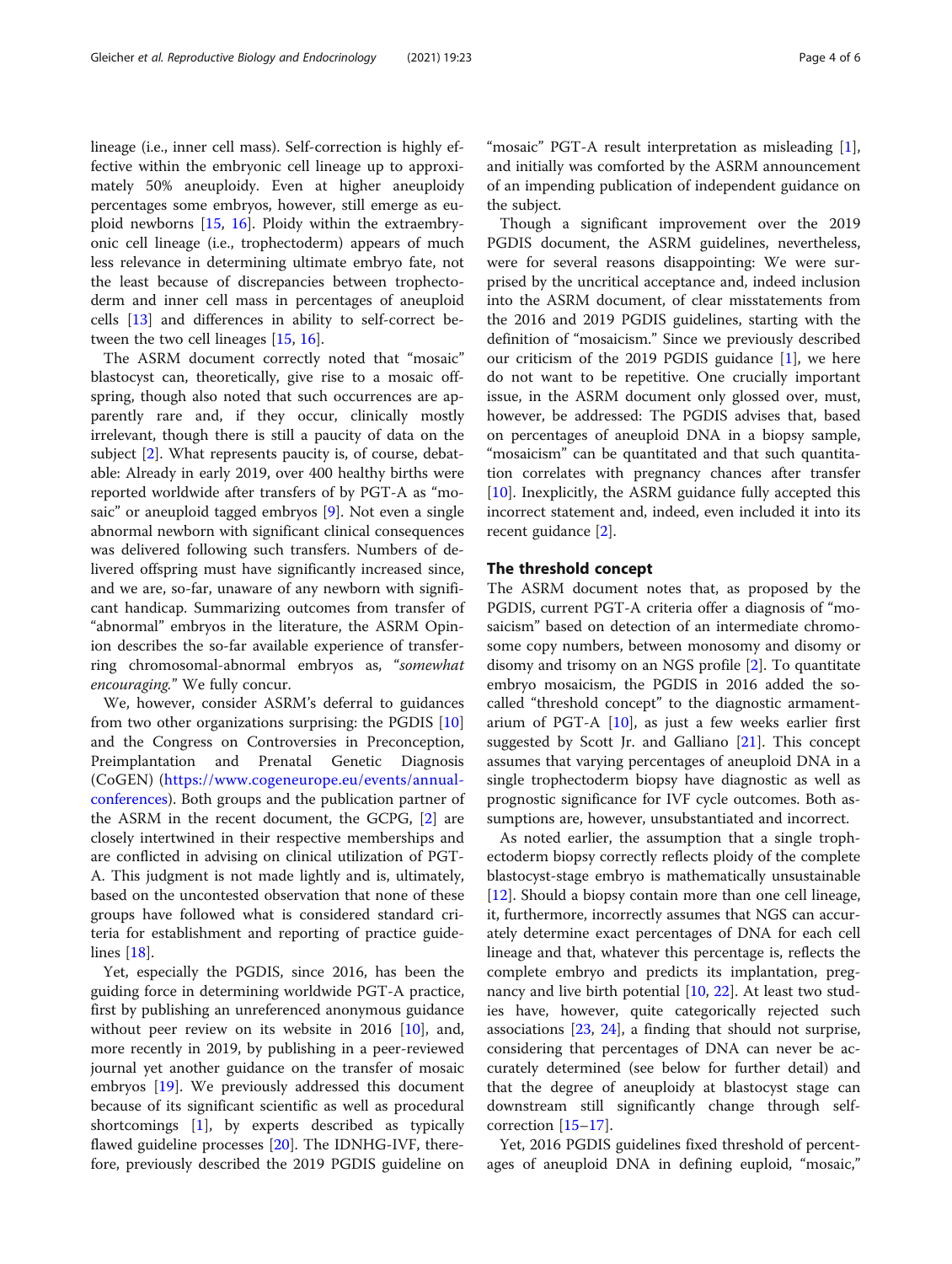lineage (i.e., inner cell mass). Self-correction is highly effective within the embryonic cell lineage up to approximately 50% aneuploidy. Even at higher aneuploidy percentages some embryos, however, still emerge as euploid newborns [15, 16]. Ploidy within the extraembryonic cell lineage (i.e., trophectoderm) appears of much less relevance in determining ultimate embryo fate, not the least because of discrepancies between trophectoderm and inner cell mass in percentages of aneuploid cells [13] and differences in ability to self-correct between the two cell lineages [15, 16].

The ASRM document correctly noted that "mosaic" blastocyst can, theoretically, give rise to a mosaic offspring, though also noted that such occurrences are apparently rare and, if they occur, clinically mostly irrelevant, though there is still a paucity of data on the subject [2]. What represents paucity is, of course, debatable: Already in early 2019, over 400 healthy births were reported worldwide after transfers of by PGT-A as "mosaic" or aneuploid tagged embryos [9]. Not even a single abnormal newborn with significant clinical consequences was delivered following such transfers. Numbers of delivered offspring must have significantly increased since, and we are, so-far, unaware of any newborn with significant handicap. Summarizing outcomes from transfer of "abnormal" embryos in the literature, the ASRM Opinion describes the so-far available experience of transferring chromosomal-abnormal embryos as, "*somewhat encouraging.*" We fully concur.

We, however, consider ASRM's deferral to guidances from two other organizations surprising: the PGDIS [10] and the Congress on Controversies in Preconception, Preimplantation and Prenatal Genetic Diagnosis (CoGEN) (https://www.cogeneurope.eu/events/annual-conferences). Both groups and the publication partner of the ASRM in the recent document, the GCPG, [2] are closely intertwined in their respective memberships and are conflicted in advising on clinical utilization of PGT-A. This judgment is not made lightly and is, ultimately, based on the uncontested observation that none of these groups have followed what is considered standard criteria for establishment and reporting of practice guidelines [18].

Yet, especially the PGDIS, since 2016, has been the guiding force in determining worldwide PGT-A practice, first by publishing an unreferenced anonymous guidance without peer review on its website in 2016 [10], and, more recently in 2019, by publishing in a peer-reviewed journal yet another guidance on the transfer of mosaic embryos [19]. We previously addressed this document because of its significant scientific as well as procedural shortcomings [1], by experts described as typically flawed guideline processes [20]. The IDNHG-IVF, therefore, previously described the 2019 PGDIS guideline on "mosaic" PGT-A result interpretation as misleading [1], and initially was comforted by the ASRM announcement of an impending publication of independent guidance on the subject.

Though a significant improvement over the 2019 PGDIS document, the ASRM guidelines, nevertheless, were for several reasons disappointing: We were surprised by the uncritical acceptance and, indeed inclusion into the ASRM document, of clear misstatements from the 2016 and 2019 PGDIS guidelines, starting with the definition of "mosaicism." Since we previously described our criticism of the 2019 PGDIS guidance [1], we here do not want to be repetitive. One crucially important issue, in the ASRM document only glossed over, must, however, be addressed: The PGDIS advises that, based on percentages of aneuploid DNA in a biopsy sample, "mosaicism" can be quantitated and that such quantitation correlates with pregnancy chances after transfer [10]. Inexplicitly, the ASRM guidance fully accepted this incorrect statement and, indeed, even included it into its recent guidance [2].

## The threshold concept

The ASRM document notes that, as proposed by the PGDIS, current PGT-A criteria offer a diagnosis of "mosaicism" based on detection of an intermediate chromosome copy numbers, between monosomy and disomy or disomy and trisomy on an NGS profile [2]. To quantitate embryo mosaicism, the PGDIS in 2016 added the so-called "threshold concept" to the diagnostic armamentarium of PGT-A [10], as just a few weeks earlier first suggested by Scott Jr. and Galliano [21]. This concept assumes that varying percentages of aneuploid DNA in a single trophectoderm biopsy have diagnostic as well as prognostic significance for IVF cycle outcomes. Both assumptions are, however, unsubstantiated and incorrect.

As noted earlier, the assumption that a single trophectoderm biopsy correctly reflects ploidy of the complete blastocyst-stage embryo is mathematically unsustainable [12]. Should a biopsy contain more than one cell lineage, it, furthermore, incorrectly assumes that NGS can accurately determine exact percentages of DNA for each cell lineage and that, whatever this percentage is, reflects the complete embryo and predicts its implantation, pregnancy and live birth potential [10, 22]. At least two studies have, however, quite categorically rejected such associations [23, 24], a finding that should not surprise, considering that percentages of DNA can never be accurately determined (see below for further detail) and that the degree of aneuploidy at blastocyst stage can downstream still significantly change through self-correction [15–17].

Yet, 2016 PGDIS guidelines fixed threshold of percentages of aneuploid DNA in defining euploid, "mosaic,"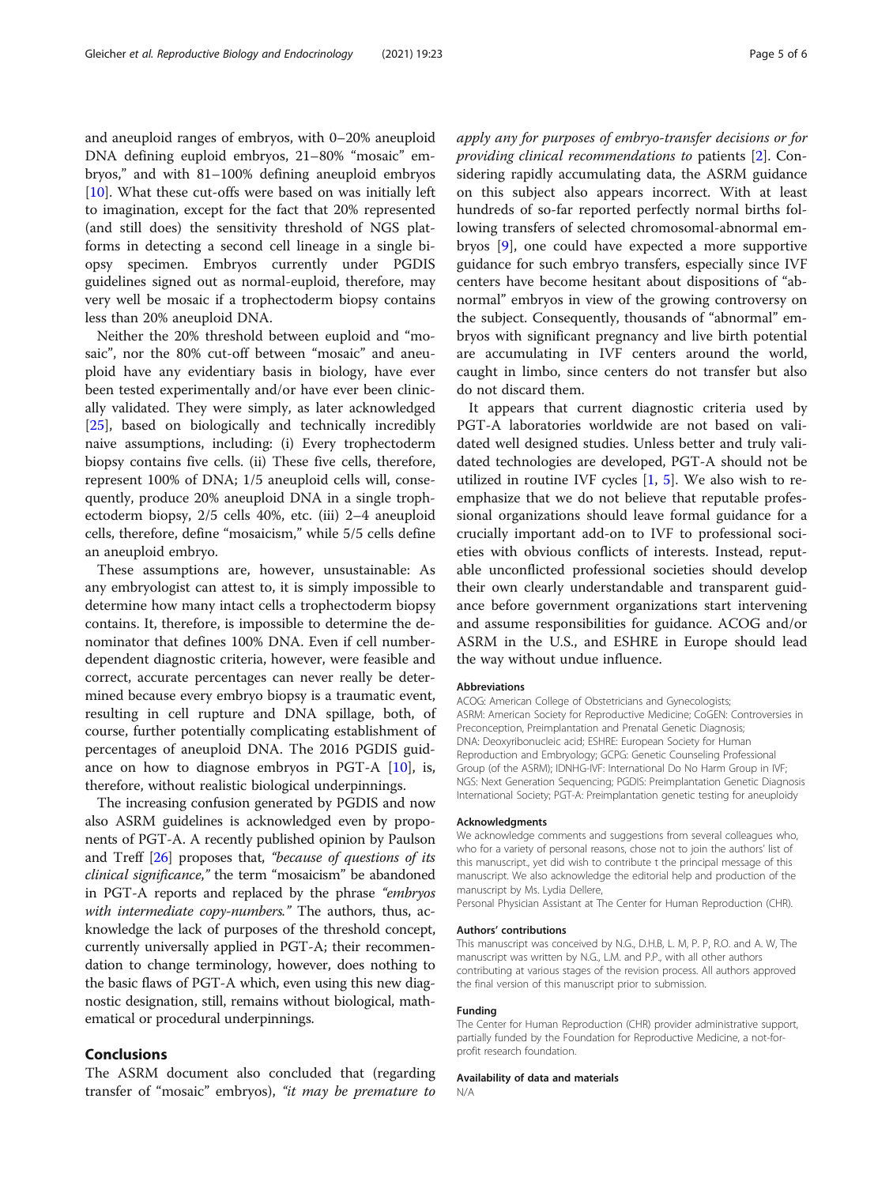and aneuploid ranges of embryos, with 0–20% aneuploid DNA defining euploid embryos, 21–80% "mosaic" embryos," and with 81–100% defining aneuploid embryos [10]. What these cut-offs were based on was initially left to imagination, except for the fact that 20% represented (and still does) the sensitivity threshold of NGS platforms in detecting a second cell lineage in a single biopsy specimen. Embryos currently under PGDIS guidelines signed out as normal-euploid, therefore, may very well be mosaic if a trophectoderm biopsy contains less than 20% aneuploid DNA.

Neither the 20% threshold between euploid and "mosaic", nor the 80% cut-off between "mosaic" and aneuploid have any evidentiary basis in biology, have ever been tested experimentally and/or have ever been clinically validated. They were simply, as later acknowledged [25], based on biologically and technically incredibly naive assumptions, including: (i) Every trophectoderm biopsy contains five cells. (ii) These five cells, therefore, represent 100% of DNA; 1/5 aneuploid cells will, consequently, produce 20% aneuploid DNA in a single trophectoderm biopsy, 2/5 cells 40%, etc. (iii) 2–4 aneuploid cells, therefore, define "mosaicism," while 5/5 cells define an aneuploid embryo.

These assumptions are, however, unsustainable: As any embryologist can attest to, it is simply impossible to determine how many intact cells a trophectoderm biopsy contains. It, therefore, is impossible to determine the denominator that defines 100% DNA. Even if cell number-dependent diagnostic criteria, however, were feasible and correct, accurate percentages can never really be determined because every embryo biopsy is a traumatic event, resulting in cell rupture and DNA spillage, both, of course, further potentially complicating establishment of percentages of aneuploid DNA. The 2016 PGDIS guidance on how to diagnose embryos in PGT-A [10], is, therefore, without realistic biological underpinnings.

The increasing confusion generated by PGDIS and now also ASRM guidelines is acknowledged even by proponents of PGT-A. A recently published opinion by Paulson and Treff [26] proposes that, *"because of questions of its clinical significance,"* the term "mosaicism" be abandoned in PGT-A reports and replaced by the phrase *"embryos with intermediate copy-numbers."* The authors, thus, acknowledge the lack of purposes of the threshold concept, currently universally applied in PGT-A; their recommendation to change terminology, however, does nothing to the basic flaws of PGT-A which, even using this new diagnostic designation, still, remains without biological, mathematical or procedural underpinnings.

## Conclusions

The ASRM document also concluded that (regarding transfer of "mosaic" embryos), *"it may be premature to apply any for purposes of embryo-transfer decisions or for providing clinical recommendations to* patients [2]. Considering rapidly accumulating data, the ASRM guidance on this subject also appears incorrect. With at least hundreds of so-far reported perfectly normal births following transfers of selected chromosomal-abnormal embryos [9], one could have expected a more supportive guidance for such embryo transfers, especially since IVF centers have become hesitant about dispositions of "abnormal" embryos in view of the growing controversy on the subject. Consequently, thousands of "abnormal" embryos with significant pregnancy and live birth potential are accumulating in IVF centers around the world, caught in limbo, since centers do not transfer but also do not discard them.

It appears that current diagnostic criteria used by PGT-A laboratories worldwide are not based on validated well designed studies. Unless better and truly validated technologies are developed, PGT-A should not be utilized in routine IVF cycles [1, 5]. We also wish to re-emphasize that we do not believe that reputable professional organizations should leave formal guidance for a crucially important add-on to IVF to professional societies with obvious conflicts of interests. Instead, reputable unconflicted professional societies should develop their own clearly understandable and transparent guidance before government organizations start intervening and assume responsibilities for guidance. ACOG and/or ASRM in the U.S., and ESHRE in Europe should lead the way without undue influence.

#### Abbreviations

ACOG: American College of Obstetricians and Gynecologists; ASRM: American Society for Reproductive Medicine; CoGEN: Controversies in Preconception, Preimplantation and Prenatal Genetic Diagnosis; DNA: Deoxyribonucleic acid; ESHRE: European Society for Human Reproduction and Embryology; GCPG: Genetic Counseling Professional Group (of the ASRM); IDNHG-IVF: International Do No Harm Group in IVF; NGS: Next Generation Sequencing; PGDIS: Preimplantation Genetic Diagnosis International Society; PGT-A: Preimplantation genetic testing for aneuploidy

#### Acknowledgments

We acknowledge comments and suggestions from several colleagues who, who for a variety of personal reasons, chose not to join the authors' list of this manuscript., yet did wish to contribute t the principal message of this manuscript. We also acknowledge the editorial help and production of the manuscript by Ms. Lydia Dellere,

Personal Physician Assistant at The Center for Human Reproduction (CHR).

#### Authors' contributions

This manuscript was conceived by N.G., D.H.B, L. M, P. P, R.O. and A. W, The manuscript was written by N.G., L.M. and P.P., with all other authors contributing at various stages of the revision process. All authors approved the final version of this manuscript prior to submission.

#### Funding

The Center for Human Reproduction (CHR) provider administrative support, partially funded by the Foundation for Reproductive Medicine, a not-for-profit research foundation.

#### Availability of data and materials

N/A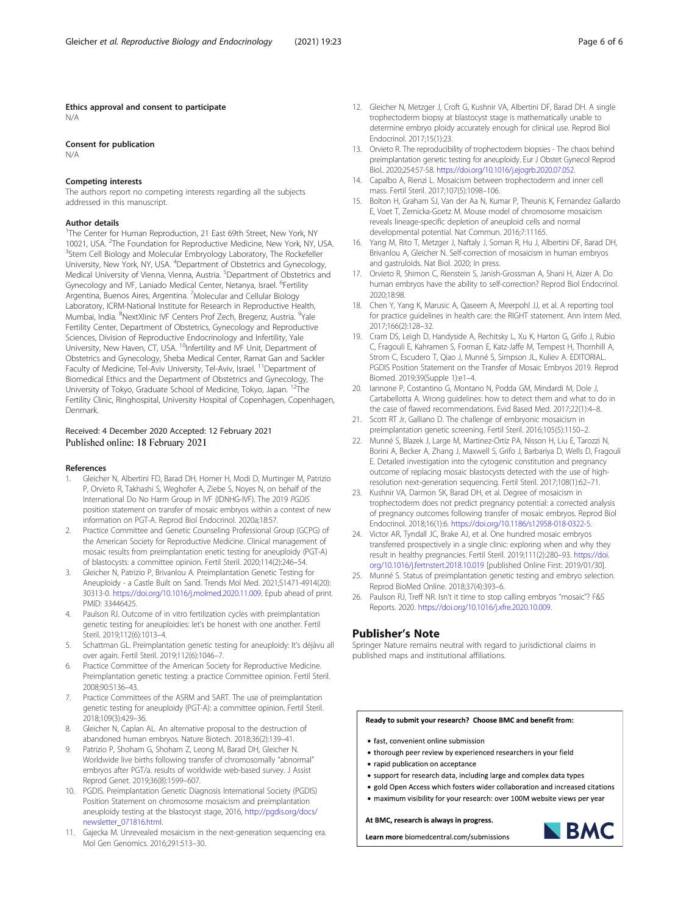#### Ethics approval and consent to participate
N/A

#### Consent for publication
N/A

#### Competing interests
The authors report no competing interests regarding all the subjects addressed in this manuscript.

#### Author details
[1]The Center for Human Reproduction, 21 East 69th Street, New York, NY 10021, USA. [2]The Foundation for Reproductive Medicine, New York, NY, USA. [3]Stem Cell Biology and Molecular Embryology Laboratory, The Rockefeller University, New York, NY, USA. [4]Department of Obstetrics and Gynecology, Medical University of Vienna, Vienna, Austria. [5]Department of Obstetrics and Gynecology and IVF, Laniado Medical Center, Netanya, Israel. [6]Fertility Argentina, Buenos Aires, Argentina. [7]Molecular and Cellular Biology Laboratory, ICRM-National Institute for Research in Reproductive Health, Mumbai, India. [8]NextXlinic IVF Centers Prof Zech, Bregenz, Austria. [9]Yale Fertility Center, Department of Obstetrics, Gynecology and Reproductive Sciences, Division of Reproductive Endocrinology and Infertility, Yale University, New Haven, CT, USA. [10]Infertility and IVF Unit, Department of Obstetrics and Gynecology, Sheba Medical Center, Ramat Gan and Sackler Faculty of Medicine, Tel-Aviv University, Tel-Aviv, Israel. [11]Department of Biomedical Ethics and the Department of Obstetrics and Gynecology, The University of Tokyo, Graduate School of Medicine, Tokyo, Japan. [12]The Fertility Clinic, Ringhospital, University Hospital of Copenhagen, Copenhagen, Denmark.

Received: 4 December 2020 Accepted: 12 February 2021
Published online: 18 February 2021

#### References
1. Gleicher N, Albertini FD, Barad DH, Homer H, Modi D, Murtinger M, Patrizio P, Orvieto R, Takhashi S, Weghofer A, Ziebe S, Noyes N, on behalf of the International Do No Harm Group in IVF (IDNHG-IVF). The 2019 *PGDIS* position statement on transfer of mosaic embryos within a context of new information on PGT-A. Reprod Biol Endocrinol. 2020a;18:57.
2. Practice Committee and Genetic Counseling Professional Group (GCPG) of the American Society for Reproductive Medicine. Clinical management of mosaic results from preimplantation genetic testing for aneuploidy (PGT-A) of blastocysts: a committee opinion. Fertil Steril. 2020;114(2):246–54.
3. Gleicher N, Patrizio P, Brivanlou A. Preimplantation Genetic Testing for Aneuploidy - a Castle Built on Sand. Trends Mol Med. 2021;S1471-4914(20): 30313-0. https://doi.org/10.1016/j.molmed.2020.11.009. Epub ahead of print. PMID: 33446425.
4. Paulson RJ. Outcome of in vitro fertilization cycles with preimplantation genetic testing for aneuploidies: let's be honest with one another. Fertil Steril. 2019;112(6):1013–4.
5. Schattman GL. Preimplantation genetic testing for aneuploidy: It's déjàvu all over again. Fertil Steril. 2019;112(6):1046–7.
6. Practice Committee of the American Society for Reproductive Medicine. Preimplantation genetic testing: a practice Committee opinion. Fertil Steril. 2008;90:S136–43.
7. Practice Committees of the ASRM and SART. The use of preimplantation genetic testing for aneuploidy (PGT-A): a committee opinion. Fertil Steril. 2018;109(3):429–36.
8. Gleicher N, Caplan AL. An alternative proposal to the destruction of abandoned human embryos. Nature Biotech. 2018;36(2):139–41.
9. Patrizio P, Shoham G, Shoham Z, Leong M, Barad DH, Gleicher N. Worldwide live births following transfer of chromosomally "abnormal" embryos after PGT/a. results of worldwide web-based survey. J Assist Reprod Genet. 2019;36(8):1599–607.
10. PGDIS. Preimplantation Genetic Diagnosis International Society (PGDIS) Position Statement on chromosome mosaicism and preimplantation aneuploidy testing at the blastocyst stage, 2016, http://pgdis.org/docs/newsletter_071816.html.
11. Gajecka M. Unrevealed mosaicism in the next-generation sequencing era. Mol Gen Genomics. 2016;291:513–30.
12. Gleicher N, Metzger J, Croft G, Kushnir VA, Albertini DF, Barad DH. A single trophectoderm biopsy at blastocyst stage is mathematically unable to determine embryo ploidy accurately enough for clinical use. Reprod Biol Endocrinol. 2017;15(1):23.
13. Orvieto R. The reproducibility of trophectoderm biopsies - The chaos behind preimplantation genetic testing for aneuploidy. Eur J Obstet Gynecol Reprod Biol.. 2020;254:57-58. https://doi.org/10.1016/j.ejogrb.2020.07.052.
14. Capalbo A, Rienzi L. Mosaicism between trophectoderm and inner cell mass. Fertil Steril. 2017;107(5):1098–106.
15. Bolton H, Graham SJ, Van der Aa N, Kumar P, Theunis K, Fernandez Gallardo E, Voet T, Zernicka-Goetz M. Mouse model of chromosome mosaicism reveals lineage-specific depletion of aneuploid cells and normal developmental potential. Nat Commun. 2016;7:11165.
16. Yang M, Rito T, Metzger J, Naftaly J, Soman R, Hu J, Albertini DF, Barad DH, Brivanlou A, Gleicher N. Self-correction of mosaicism in human embryos and gastruloids. Nat Biol. 2020; In press.
17. Orvieto R, Shimon C, Rienstein S, Janish-Grossman A, Shani H, Aizer A. Do human embryos have the ability to self-correction? Reprod Biol Endocrinol. 2020;18:98.
18. Chen Y, Yang K, Marusic A, Qaseem A, Meerpohl JJ, et al. A reporting tool for practice guidelines in health care: the RIGHT statement. Ann Intern Med. 2017;166(2):128–32.
19. Cram DS, Leigh D, Handyside A, Rechitsky L, Xu K, Harton G, Grifo J, Rubio C, Fragouli E, Kahramen S, Forman E, Katz-Jaffe M, Tempest H, Thornhill A, Strom C, Escudero T, Qiao J, Munné S, Simpson JL, Kuliev A. EDITORIAL. PGDIS Position Statement on the Transfer of Mosaic Embryos 2019. Reprod Biomed. 2019;39(Supple 1):e1–4.
20. Iannone P, Costantino G, Montano N, Podda GM, Mindardi M, Dole J, Cartabellotta A. Wrong guidelines: how to detect them and what to do in the case of flawed recommendations. Evid Based Med. 2017;22(1):4–8.
21. Scott RT Jr, Galliano D. The challenge of embryonic mosaicism in preimplantation genetic screening. Fertil Steril. 2016;105(5):1150–2.
22. Munné S, Blazek J, Large M, Martinez-Ortiz PA, Nisson H, Liu E, Tarozzi N, Borini A, Becker A, Zhang J, Maxwell S, Grifo J, Barbariya D, Wells D, Fragouli E. Detailed investigation into the cytogenic constitution and pregnancy outcome of replacing mosaic blastocysts detected with the use of high-resolution next-generation sequencing. Fertil Steril. 2017;108(1):62–71.
23. Kushnir VA, Darmon SK, Barad DH, et al. Degree of mosaicism in trophectoderm does not predict pregnancy potential: a corrected analysis of pregnancy outcomes following transfer of mosaic embryos. Reprod Biol Endocrinol. 2018;16(1):6. https://doi.org/10.1186/s12958-018-0322-5.
24. Victor AR, Tyndall JC, Brake AJ, et al. One hundred mosaic embryos transferred prospectively in a single clinic: exploring when and why they result in healthy pregnancies. Fertil Steril. 2019;111(2):280–93. https://doi.org/10.1016/j.fertnstert.2018.10.019 [published Online First: 2019/01/30].
25. Munné S. Status of preimplantation genetic testing and embryo selection. Reprod BioMed Online. 2018;37(4):393–6.
26. Paulson RJ, Treff NR. Isn't it time to stop calling embryos "mosaic"? F&S Reports. 2020. https://doi.org/10.1016/j.xfre.2020.10.009.

### Publisher's Note
Springer Nature remains neutral with regard to jurisdictional claims in published maps and institutional affiliations.

**Ready to submit your research? Choose BMC and benefit from:**

- fast, convenient online submission
- thorough peer review by experienced researchers in your field
- rapid publication on acceptance
- support for research data, including large and complex data types
- gold Open Access which fosters wider collaboration and increased citations
- maximum visibility for your research: over 100M website views per year

**At BMC, research is always in progress.**

**Learn more** biomedcentral.com/submissions

BMC